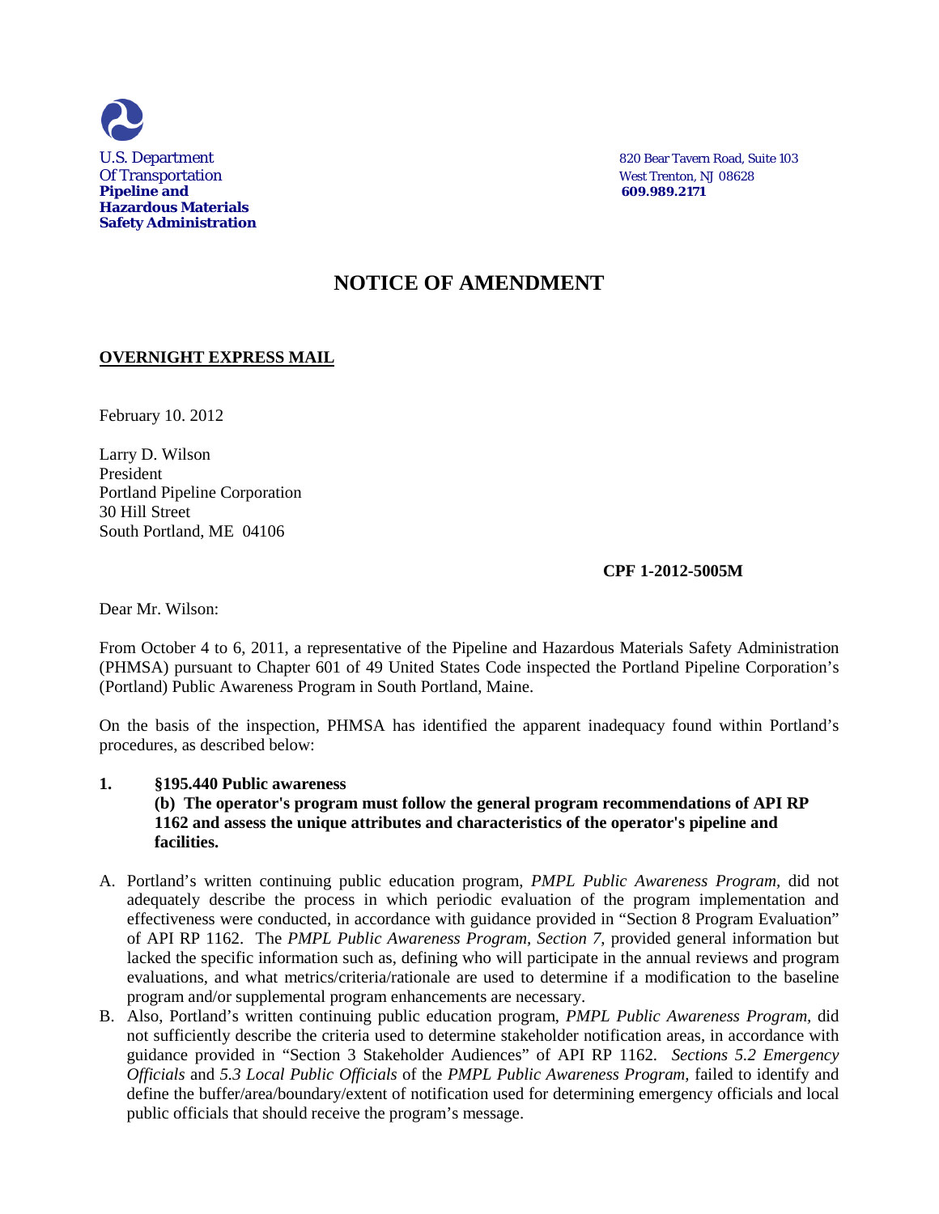U.S. Department
Of Transportation
**Pipeline and Hazardous Materials Safety Administration**

820 Bear Tavern Road, Suite 103
West Trenton, NJ 08628
**609.989.2171**

# NOTICE OF AMENDMENT

**OVERNIGHT EXPRESS MAIL**

February 10. 2012

Larry D. Wilson
President
Portland Pipeline Corporation
30 Hill Street
South Portland, ME 04106

**CPF 1-2012-5005M**

Dear Mr. Wilson:

From October 4 to 6, 2011, a representative of the Pipeline and Hazardous Materials Safety Administration (PHMSA) pursuant to Chapter 601 of 49 United States Code inspected the Portland Pipeline Corporation's (Portland) Public Awareness Program in South Portland, Maine.

On the basis of the inspection, PHMSA has identified the apparent inadequacy found within Portland's procedures, as described below:

**1. §195.440 Public awareness**
**(b) The operator's program must follow the general program recommendations of API RP 1162 and assess the unique attributes and characteristics of the operator's pipeline and facilities.**

A. Portland's written continuing public education program, *PMPL Public Awareness Program*, did not adequately describe the process in which periodic evaluation of the program implementation and effectiveness were conducted, in accordance with guidance provided in "Section 8 Program Evaluation" of API RP 1162. The *PMPL Public Awareness Program, Section 7*, provided general information but lacked the specific information such as, defining who will participate in the annual reviews and program evaluations, and what metrics/criteria/rationale are used to determine if a modification to the baseline program and/or supplemental program enhancements are necessary.

B. Also, Portland's written continuing public education program, *PMPL Public Awareness Program*, did not sufficiently describe the criteria used to determine stakeholder notification areas, in accordance with guidance provided in "Section 3 Stakeholder Audiences" of API RP 1162. *Sections 5.2 Emergency Officials* and *5.3 Local Public Officials* of the *PMPL Public Awareness Program,* failed to identify and define the buffer/area/boundary/extent of notification used for determining emergency officials and local public officials that should receive the program's message.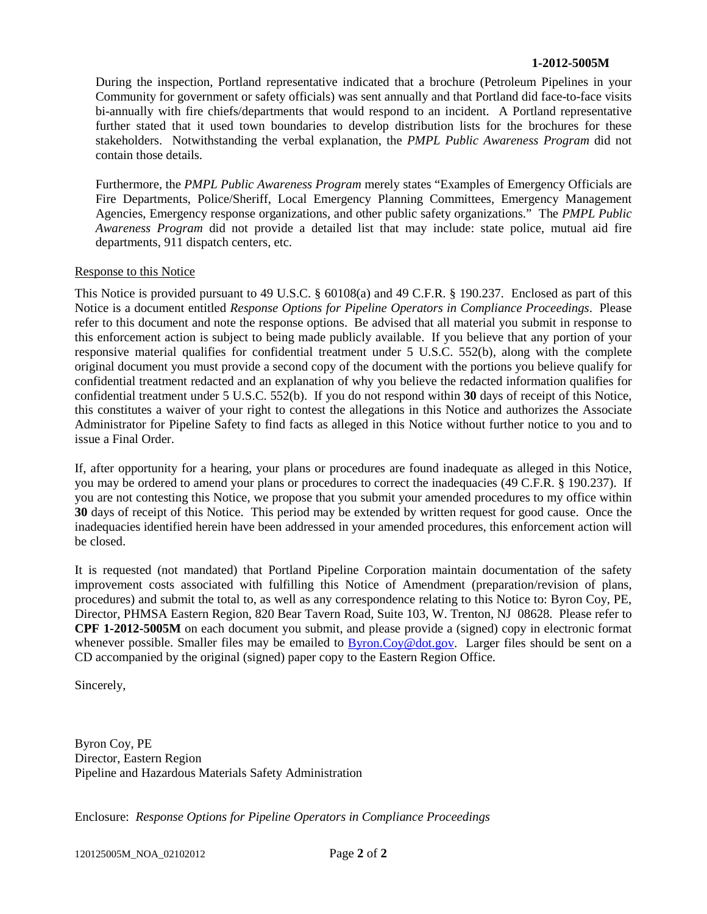During the inspection, Portland representative indicated that a brochure (Petroleum Pipelines in your Community for government or safety officials) was sent annually and that Portland did face-to-face visits bi-annually with fire chiefs/departments that would respond to an incident. A Portland representative further stated that it used town boundaries to develop distribution lists for the brochures for these stakeholders. Notwithstanding the verbal explanation, the *PMPL Public Awareness Program* did not contain those details.

Furthermore, the *PMPL Public Awareness Program* merely states "Examples of Emergency Officials are Fire Departments, Police/Sheriff, Local Emergency Planning Committees, Emergency Management Agencies, Emergency response organizations, and other public safety organizations." The *PMPL Public Awareness Program* did not provide a detailed list that may include: state police, mutual aid fire departments, 911 dispatch centers, etc.

Response to this Notice

This Notice is provided pursuant to 49 U.S.C. § 60108(a) and 49 C.F.R. § 190.237. Enclosed as part of this Notice is a document entitled *Response Options for Pipeline Operators in Compliance Proceedings*. Please refer to this document and note the response options. Be advised that all material you submit in response to this enforcement action is subject to being made publicly available. If you believe that any portion of your responsive material qualifies for confidential treatment under 5 U.S.C. 552(b), along with the complete original document you must provide a second copy of the document with the portions you believe qualify for confidential treatment redacted and an explanation of why you believe the redacted information qualifies for confidential treatment under 5 U.S.C. 552(b). If you do not respond within **30** days of receipt of this Notice, this constitutes a waiver of your right to contest the allegations in this Notice and authorizes the Associate Administrator for Pipeline Safety to find facts as alleged in this Notice without further notice to you and to issue a Final Order.

If, after opportunity for a hearing, your plans or procedures are found inadequate as alleged in this Notice, you may be ordered to amend your plans or procedures to correct the inadequacies (49 C.F.R. § 190.237). If you are not contesting this Notice, we propose that you submit your amended procedures to my office within **30** days of receipt of this Notice. This period may be extended by written request for good cause. Once the inadequacies identified herein have been addressed in your amended procedures, this enforcement action will be closed.

It is requested (not mandated) that Portland Pipeline Corporation maintain documentation of the safety improvement costs associated with fulfilling this Notice of Amendment (preparation/revision of plans, procedures) and submit the total to, as well as any correspondence relating to this Notice to: Byron Coy, PE, Director, PHMSA Eastern Region, 820 Bear Tavern Road, Suite 103, W. Trenton, NJ 08628. Please refer to **CPF 1-2012-5005M** on each document you submit, and please provide a (signed) copy in electronic format whenever possible. Smaller files may be emailed to Byron.Coy@dot.gov. Larger files should be sent on a CD accompanied by the original (signed) paper copy to the Eastern Region Office.

Sincerely,

Byron Coy, PE
Director, Eastern Region
Pipeline and Hazardous Materials Safety Administration

Enclosure: *Response Options for Pipeline Operators in Compliance Proceedings*